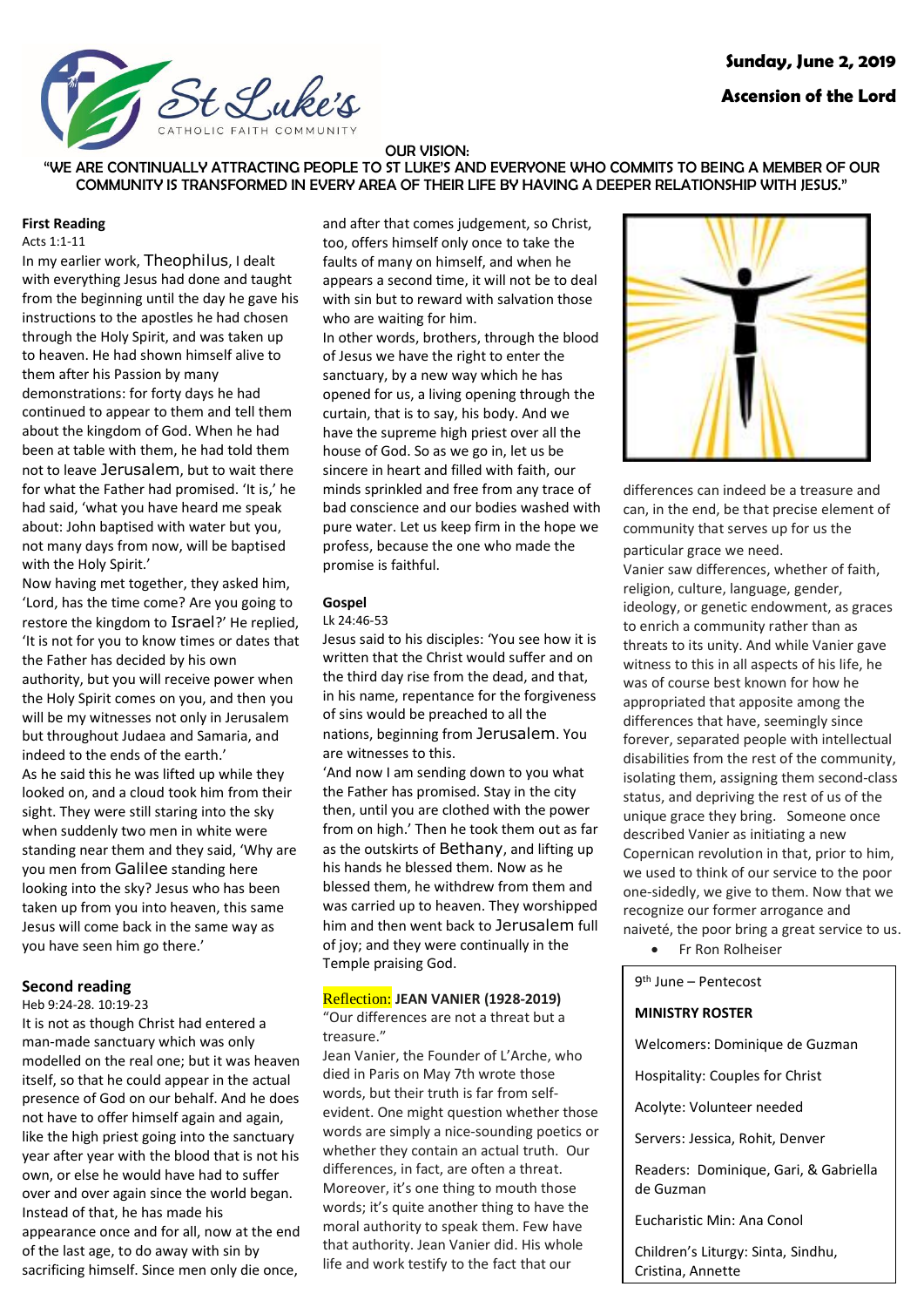St Luke's CATHOLIC FAITH COMMUNITY

**Sunday, June 2, 2019**

**Ascension of the Lord**

OUR VISION:

"WE ARE CONTINUALLY ATTRACTING PEOPLE TO ST LUKE'S AND EVERYONE WHO COMMITS TO BEING A MEMBER OF OUR COMMUNITY IS TRANSFORMED IN EVERY AREA OF THEIR LIFE BY HAVING A DEEPER RELATIONSHIP WITH JESUS."

**First Reading**

Acts 1:1-11

In my earlier work, Theophilus, I dealt with everything Jesus had done and taught from the beginning until the day he gave his instructions to the apostles he had chosen through the Holy Spirit, and was taken up to heaven. He had shown himself alive to them after his Passion by many demonstrations: for forty days he had continued to appear to them and tell them about the kingdom of God. When he had been at table with them, he had told them not to leave Jerusalem, but to wait there for what the Father had promised. 'It is,' he had said, 'what you have heard me speak about: John baptised with water but you, not many days from now, will be baptised with the Holy Spirit.'

Now having met together, they asked him, 'Lord, has the time come? Are you going to restore the kingdom to Israel?' He replied, 'It is not for you to know times or dates that the Father has decided by his own authority, but you will receive power when the Holy Spirit comes on you, and then you will be my witnesses not only in Jerusalem but throughout Judaea and Samaria, and indeed to the ends of the earth.'

As he said this he was lifted up while they looked on, and a cloud took him from their sight. They were still staring into the sky when suddenly two men in white were standing near them and they said, 'Why are you men from Galilee standing here looking into the sky? Jesus who has been taken up from you into heaven, this same Jesus will come back in the same way as you have seen him go there.'

**Second reading**

Heb 9:24-28. 10:19-23

It is not as though Christ had entered a man-made sanctuary which was only modelled on the real one; but it was heaven itself, so that he could appear in the actual presence of God on our behalf. And he does not have to offer himself again and again, like the high priest going into the sanctuary year after year with the blood that is not his own, or else he would have had to suffer over and over again since the world began. Instead of that, he has made his appearance once and for all, now at the end of the last age, to do away with sin by sacrificing himself. Since men only die once, and after that comes judgement, so Christ, too, offers himself only once to take the faults of many on himself, and when he appears a second time, it will not be to deal with sin but to reward with salvation those who are waiting for him.

In other words, brothers, through the blood of Jesus we have the right to enter the sanctuary, by a new way which he has opened for us, a living opening through the curtain, that is to say, his body. And we have the supreme high priest over all the house of God. So as we go in, let us be sincere in heart and filled with faith, our minds sprinkled and free from any trace of bad conscience and our bodies washed with pure water. Let us keep firm in the hope we profess, because the one who made the promise is faithful.

**Gospel**

Lk 24:46-53

Jesus said to his disciples: 'You see how it is written that the Christ would suffer and on the third day rise from the dead, and that, in his name, repentance for the forgiveness of sins would be preached to all the nations, beginning from Jerusalem. You are witnesses to this.

'And now I am sending down to you what the Father has promised. Stay in the city then, until you are clothed with the power from on high.' Then he took them out as far as the outskirts of Bethany, and lifting up his hands he blessed them. Now as he blessed them, he withdrew from them and was carried up to heaven. They worshipped him and then went back to Jerusalem full of joy; and they were continually in the Temple praising God.

**Reflection: JEAN VANIER (1928-2019)**

"Our differences are not a threat but a treasure."

Jean Vanier, the Founder of L'Arche, who died in Paris on May 7th wrote those words, but their truth is far from self-evident. One might question whether those words are simply a nice-sounding poetics or whether they contain an actual truth. Our differences, in fact, are often a threat. Moreover, it's one thing to mouth those words; it's quite another thing to have the moral authority to speak them. Few have that authority. Jean Vanier did. His whole life and work testify to the fact that our differences can indeed be a treasure and can, in the end, be that precise element of community that serves up for us the particular grace we need.

Vanier saw differences, whether of faith, religion, culture, language, gender, ideology, or genetic endowment, as graces to enrich a community rather than as threats to its unity. And while Vanier gave witness to this in all aspects of his life, he was of course best known for how he appropriated that apposite among the differences that have, seemingly since forever, separated people with intellectual disabilities from the rest of the community, isolating them, assigning them second-class status, and depriving the rest of us of the unique grace they bring. Someone once described Vanier as initiating a new Copernican revolution in that, prior to him, we used to think of our service to the poor one-sidedly, we give to them. Now that we recognize our former arrogance and naiveté, the poor bring a great service to us.

- Fr Ron Rolheiser

9th June – Pentecost

**MINISTRY ROSTER**

Welcomers: Dominique de Guzman

Hospitality: Couples for Christ

Acolyte: Volunteer needed

Servers: Jessica, Rohit, Denver

Readers: Dominique, Gari, & Gabriella de Guzman

Eucharistic Min: Ana Conol

Children's Liturgy: Sinta, Sindhu, Cristina, Annette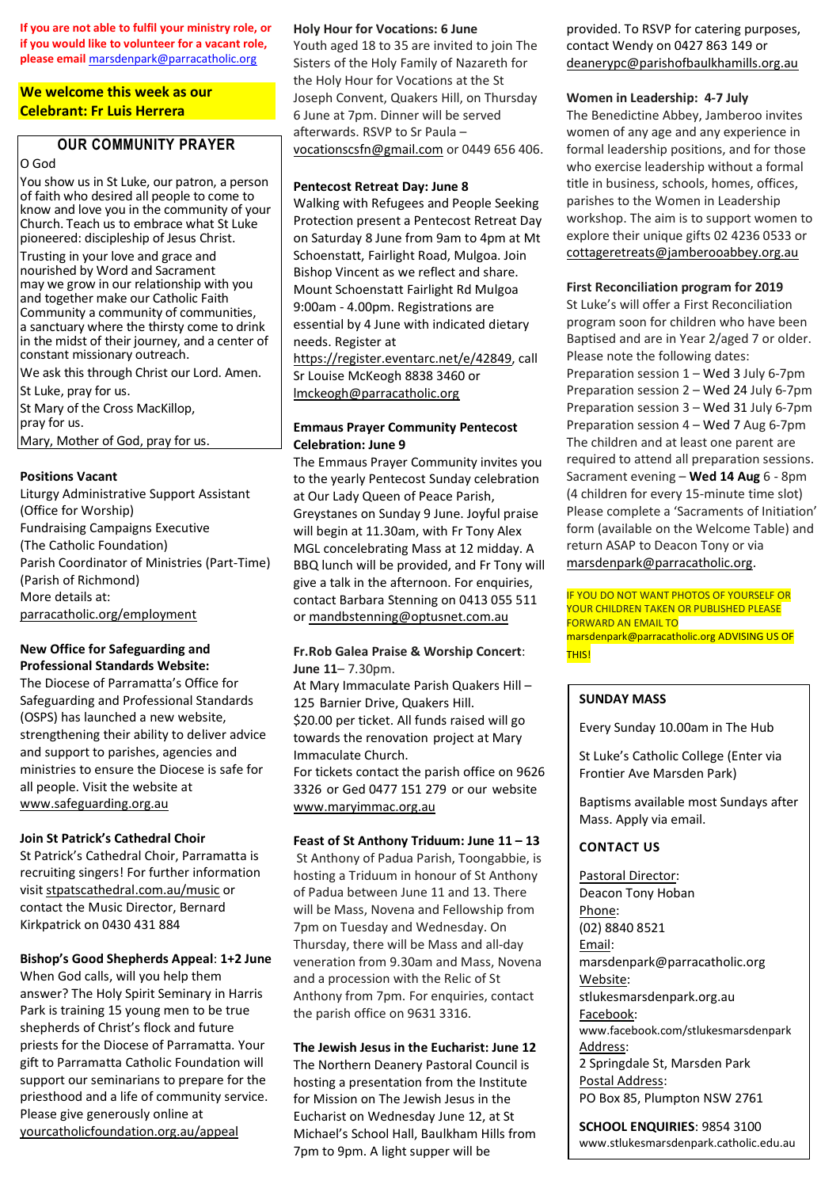**If you are not able to fulfil your ministry role, or if you would like to volunteer for a vacant role, please email marsdenpark@parracatholic.org**

**We welcome this week as our Celebrant: Fr Luis Herrera**

## OUR COMMUNITY PRAYER

O God

You show us in St Luke, our patron, a person of faith who desired all people to come to know and love you in the community of your Church. Teach us to embrace what St Luke pioneered: discipleship of Jesus Christ.

Trusting in your love and grace and nourished by Word and Sacrament may we grow in our relationship with you and together make our Catholic Faith Community a community of communities, a sanctuary where the thirsty come to drink in the midst of their journey, and a center of constant missionary outreach.

We ask this through Christ our Lord. Amen.

St Luke, pray for us.

St Mary of the Cross MacKillop, pray for us.

Mary, Mother of God, pray for us.

**Positions Vacant**

Liturgy Administrative Support Assistant (Office for Worship)
Fundraising Campaigns Executive (The Catholic Foundation)
Parish Coordinator of Ministries (Part-Time) (Parish of Richmond)
More details at: parracatholic.org/employment

**New Office for Safeguarding and Professional Standards Website:**

The Diocese of Parramatta's Office for Safeguarding and Professional Standards (OSPS) has launched a new website, strengthening their ability to deliver advice and support to parishes, agencies and ministries to ensure the Diocese is safe for all people. Visit the website at www.safeguarding.org.au

**Join St Patrick's Cathedral Choir**

St Patrick's Cathedral Choir, Parramatta is recruiting singers! For further information visit stpatscathedral.com.au/music or contact the Music Director, Bernard Kirkpatrick on 0430 431 884

**Bishop's Good Shepherds Appeal: 1+2 June**

When God calls, will you help them answer? The Holy Spirit Seminary in Harris Park is training 15 young men to be true shepherds of Christ's flock and future priests for the Diocese of Parramatta. Your gift to Parramatta Catholic Foundation will support our seminarians to prepare for the priesthood and a life of community service. Please give generously online at yourcatholicfoundation.org.au/appeal

**Holy Hour for Vocations: 6 June**

Youth aged 18 to 35 are invited to join The Sisters of the Holy Family of Nazareth for the Holy Hour for Vocations at the St Joseph Convent, Quakers Hill, on Thursday 6 June at 7pm. Dinner will be served afterwards. RSVP to Sr Paula – vocationscsfn@gmail.com or 0449 656 406.

**Pentecost Retreat Day: June 8**

Walking with Refugees and People Seeking Protection present a Pentecost Retreat Day on Saturday 8 June from 9am to 4pm at Mt Schoenstatt, Fairlight Road, Mulgoa. Join Bishop Vincent as we reflect and share. Mount Schoenstatt Fairlight Rd Mulgoa 9:00am - 4.00pm. Registrations are essential by 4 June with indicated dietary needs. Register at https://register.eventarc.net/e/42849, call Sr Louise McKeogh 8838 3460 or lmckeogh@parracatholic.org

**Emmaus Prayer Community Pentecost Celebration: June 9**

The Emmaus Prayer Community invites you to the yearly Pentecost Sunday celebration at Our Lady Queen of Peace Parish, Greystanes on Sunday 9 June. Joyful praise will begin at 11.30am, with Fr Tony Alex MGL concelebrating Mass at 12 midday. A BBQ lunch will be provided, and Fr Tony will give a talk in the afternoon. For enquiries, contact Barbara Stenning on 0413 055 511 or mandbstenning@optusnet.com.au

**Fr.Rob Galea Praise & Worship Concert: June 11**– 7.30pm.

At Mary Immaculate Parish Quakers Hill – 125 Barnier Drive, Quakers Hill.
$20.00 per ticket. All funds raised will go towards the renovation project at Mary Immaculate Church.
For tickets contact the parish office on 9626 3326 or Ged 0477 151 279 or our website www.maryimmac.org.au

**Feast of St Anthony Triduum: June 11 – 13**

St Anthony of Padua Parish, Toongabbie, is hosting a Triduum in honour of St Anthony of Padua between June 11 and 13. There will be Mass, Novena and Fellowship from 7pm on Tuesday and Wednesday. On Thursday, there will be Mass and all-day veneration from 9.30am and Mass, Novena and a procession with the Relic of St Anthony from 7pm. For enquiries, contact the parish office on 9631 3316.

**The Jewish Jesus in the Eucharist: June 12**

The Northern Deanery Pastoral Council is hosting a presentation from the Institute for Mission on The Jewish Jesus in the Eucharist on Wednesday June 12, at St Michael's School Hall, Baulkham Hills from 7pm to 9pm. A light supper will be provided. To RSVP for catering purposes, contact Wendy on 0427 863 149 or deanerypc@parishofbaulkhamills.org.au

**Women in Leadership: 4-7 July**

The Benedictine Abbey, Jamberoo invites women of any age and any experience in formal leadership positions, and for those who exercise leadership without a formal title in business, schools, homes, offices, parishes to the Women in Leadership workshop. The aim is to support women to explore their unique gifts 02 4236 0533 or cottageretreats@jamberooabbey.org.au

**First Reconciliation program for 2019**

St Luke's will offer a First Reconciliation program soon for children who have been Baptised and are in Year 2/aged 7 or older. Please note the following dates:

Preparation session 1 – Wed 3 July 6-7pm
Preparation session 2 – Wed 24 July 6-7pm
Preparation session 3 – Wed 31 July 6-7pm
Preparation session 4 – Wed 7 Aug 6-7pm

The children and at least one parent are required to attend all preparation sessions.

Sacrament evening – **Wed 14 Aug** 6 - 8pm (4 children for every 15-minute time slot)

Please complete a 'Sacraments of Initiation' form (available on the Welcome Table) and return ASAP to Deacon Tony or via marsdenpark@parracatholic.org.

IF YOU DO NOT WANT PHOTOS OF YOURSELF OR YOUR CHILDREN TAKEN OR PUBLISHED PLEASE FORWARD AN EMAIL TO marsdenpark@parracatholic.org ADVISING US OF THIS!

**SUNDAY MASS**

Every Sunday 10.00am in The Hub

St Luke's Catholic College (Enter via Frontier Ave Marsden Park)

Baptisms available most Sundays after Mass. Apply via email.

**CONTACT US**

Pastoral Director:
Deacon Tony Hoban
Phone:
(02) 8840 8521
Email:
marsdenpark@parracatholic.org
Website:
stlukesmarsdenpark.org.au
Facebook:
www.facebook.com/stlukesmarsdenpark
Address:
2 Springdale St, Marsden Park
Postal Address:
PO Box 85, Plumpton NSW 2761

**SCHOOL ENQUIRIES**: 9854 3100
www.stlukesmarsdenpark.catholic.edu.au